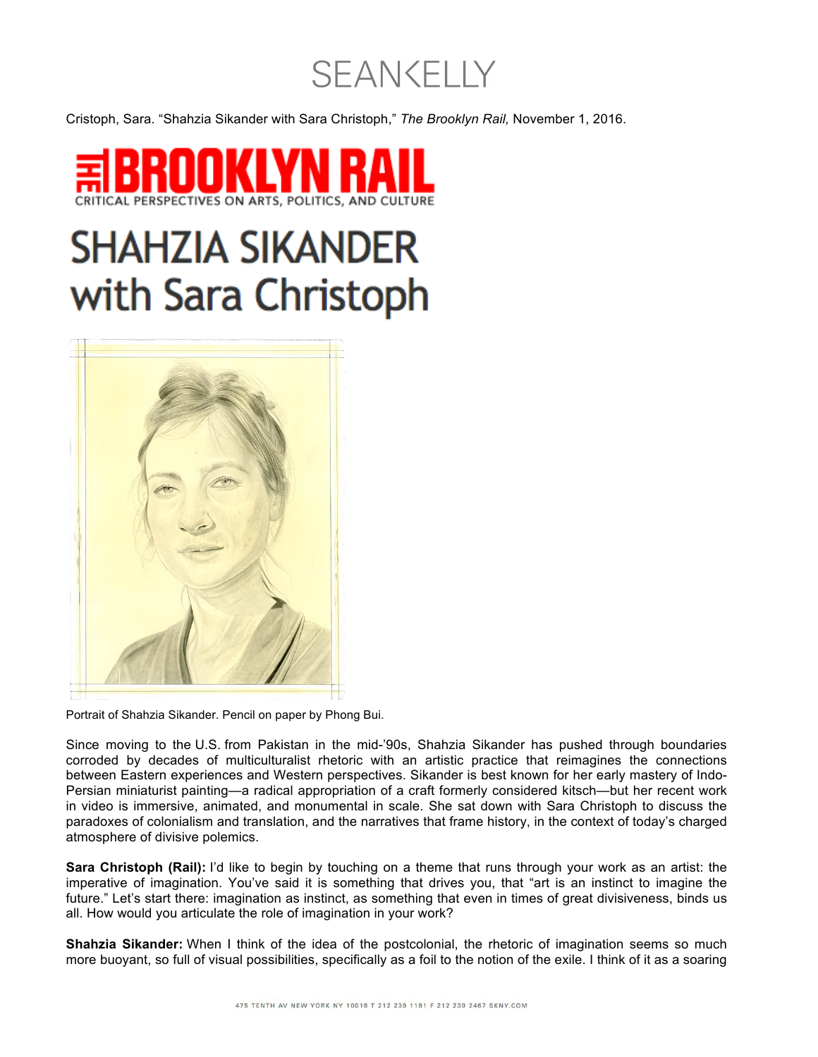Cristoph, Sara. "Shahzia Sikander with Sara Christoph," *The Brooklyn Rail,* November 1, 2016.

# SHAHZIA SIKANDER with Sara Christoph

Portrait of Shahzia Sikander. Pencil on paper by Phong Bui.

Since moving to the U.S. from Pakistan in the mid-'90s, Shahzia Sikander has pushed through boundaries corroded by decades of multiculturalist rhetoric with an artistic practice that reimagines the connections between Eastern experiences and Western perspectives. Sikander is best known for her early mastery of Indo-Persian miniaturist painting—a radical appropriation of a craft formerly considered kitsch—but her recent work in video is immersive, animated, and monumental in scale. She sat down with Sara Christoph to discuss the paradoxes of colonialism and translation, and the narratives that frame history, in the context of today's charged atmosphere of divisive polemics.

**Sara Christoph (Rail):** I'd like to begin by touching on a theme that runs through your work as an artist: the imperative of imagination. You've said it is something that drives you, that "art is an instinct to imagine the future." Let's start there: imagination as instinct, as something that even in times of great divisiveness, binds us all. How would you articulate the role of imagination in your work?

**Shahzia Sikander:** When I think of the idea of the postcolonial, the rhetoric of imagination seems so much more buoyant, so full of visual possibilities, specifically as a foil to the notion of the exile. I think of it as a soaring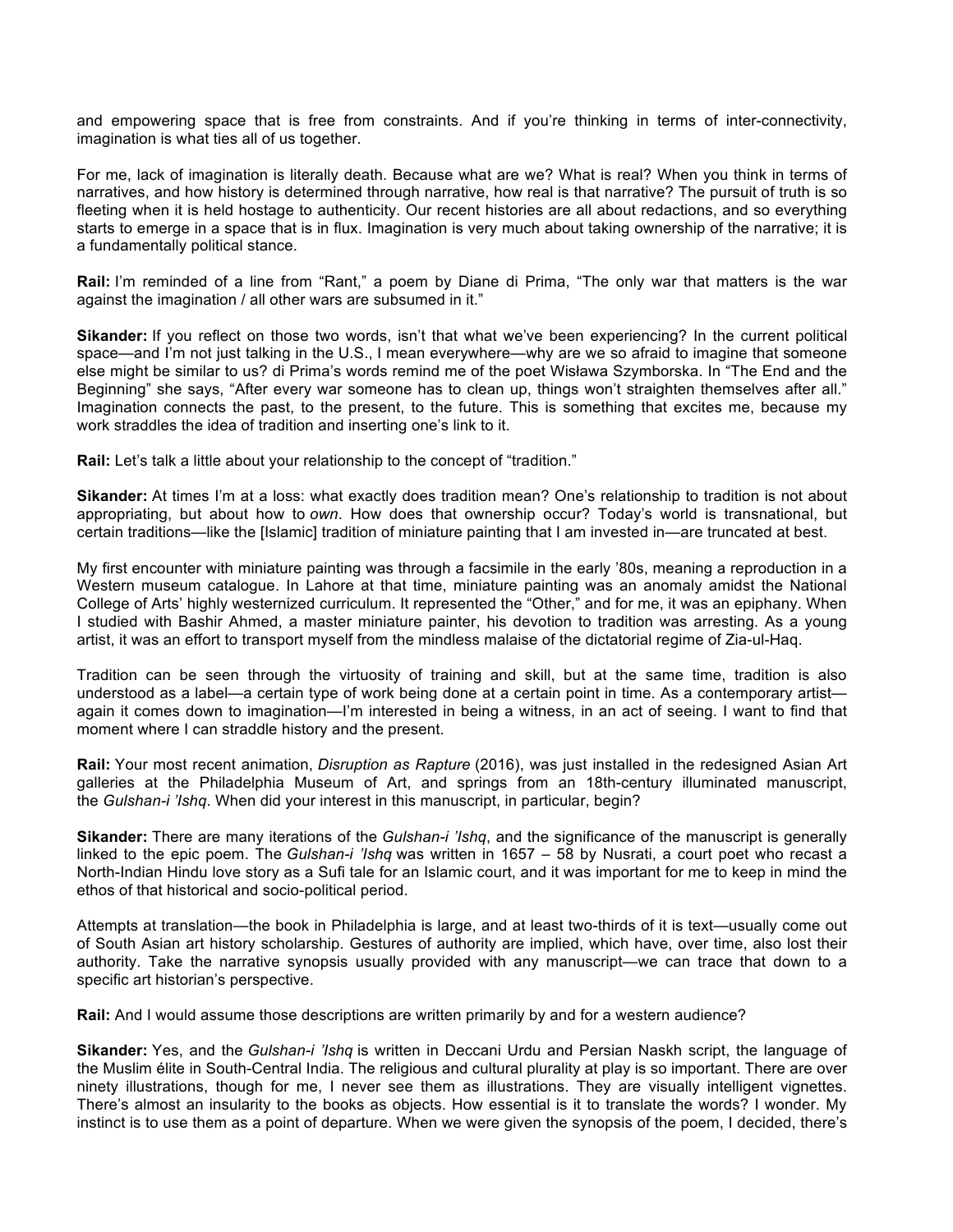and empowering space that is free from constraints. And if you're thinking in terms of inter-connectivity, imagination is what ties all of us together.

For me, lack of imagination is literally death. Because what are we? What is real? When you think in terms of narratives, and how history is determined through narrative, how real is that narrative? The pursuit of truth is so fleeting when it is held hostage to authenticity. Our recent histories are all about redactions, and so everything starts to emerge in a space that is in flux. Imagination is very much about taking ownership of the narrative; it is a fundamentally political stance.

**Rail:** I'm reminded of a line from "Rant," a poem by Diane di Prima, "The only war that matters is the war against the imagination / all other wars are subsumed in it."

**Sikander:** If you reflect on those two words, isn't that what we've been experiencing? In the current political space—and I'm not just talking in the U.S., I mean everywhere—why are we so afraid to imagine that someone else might be similar to us? di Prima's words remind me of the poet Wisława Szymborska. In "The End and the Beginning" she says, "After every war someone has to clean up, things won't straighten themselves after all." Imagination connects the past, to the present, to the future. This is something that excites me, because my work straddles the idea of tradition and inserting one's link to it.

**Rail:** Let's talk a little about your relationship to the concept of "tradition."

**Sikander:** At times I'm at a loss: what exactly does tradition mean? One's relationship to tradition is not about appropriating, but about how to *own*. How does that ownership occur? Today's world is transnational, but certain traditions—like the [Islamic] tradition of miniature painting that I am invested in—are truncated at best.

My first encounter with miniature painting was through a facsimile in the early '80s, meaning a reproduction in a Western museum catalogue. In Lahore at that time, miniature painting was an anomaly amidst the National College of Arts' highly westernized curriculum. It represented the "Other," and for me, it was an epiphany. When I studied with Bashir Ahmed, a master miniature painter, his devotion to tradition was arresting. As a young artist, it was an effort to transport myself from the mindless malaise of the dictatorial regime of Zia-ul-Haq.

Tradition can be seen through the virtuosity of training and skill, but at the same time, tradition is also understood as a label—a certain type of work being done at a certain point in time. As a contemporary artist—again it comes down to imagination—I'm interested in being a witness, in an act of seeing. I want to find that moment where I can straddle history and the present.

**Rail:** Your most recent animation, *Disruption as Rapture* (2016), was just installed in the redesigned Asian Art galleries at the Philadelphia Museum of Art, and springs from an 18th-century illuminated manuscript, the *Gulshan-i 'Ishq*. When did your interest in this manuscript, in particular, begin?

**Sikander:** There are many iterations of the *Gulshan-i 'Ishq*, and the significance of the manuscript is generally linked to the epic poem. The *Gulshan-i 'Ishq* was written in 1657 – 58 by Nusrati, a court poet who recast a North-Indian Hindu love story as a Sufi tale for an Islamic court, and it was important for me to keep in mind the ethos of that historical and socio-political period.

Attempts at translation—the book in Philadelphia is large, and at least two-thirds of it is text—usually come out of South Asian art history scholarship. Gestures of authority are implied, which have, over time, also lost their authority. Take the narrative synopsis usually provided with any manuscript—we can trace that down to a specific art historian's perspective.

**Rail:** And I would assume those descriptions are written primarily by and for a western audience?

**Sikander:** Yes, and the *Gulshan-i 'Ishq* is written in Deccani Urdu and Persian Naskh script, the language of the Muslim élite in South-Central India. The religious and cultural plurality at play is so important. There are over ninety illustrations, though for me, I never see them as illustrations. They are visually intelligent vignettes. There's almost an insularity to the books as objects. How essential is it to translate the words? I wonder. My instinct is to use them as a point of departure. When we were given the synopsis of the poem, I decided, there's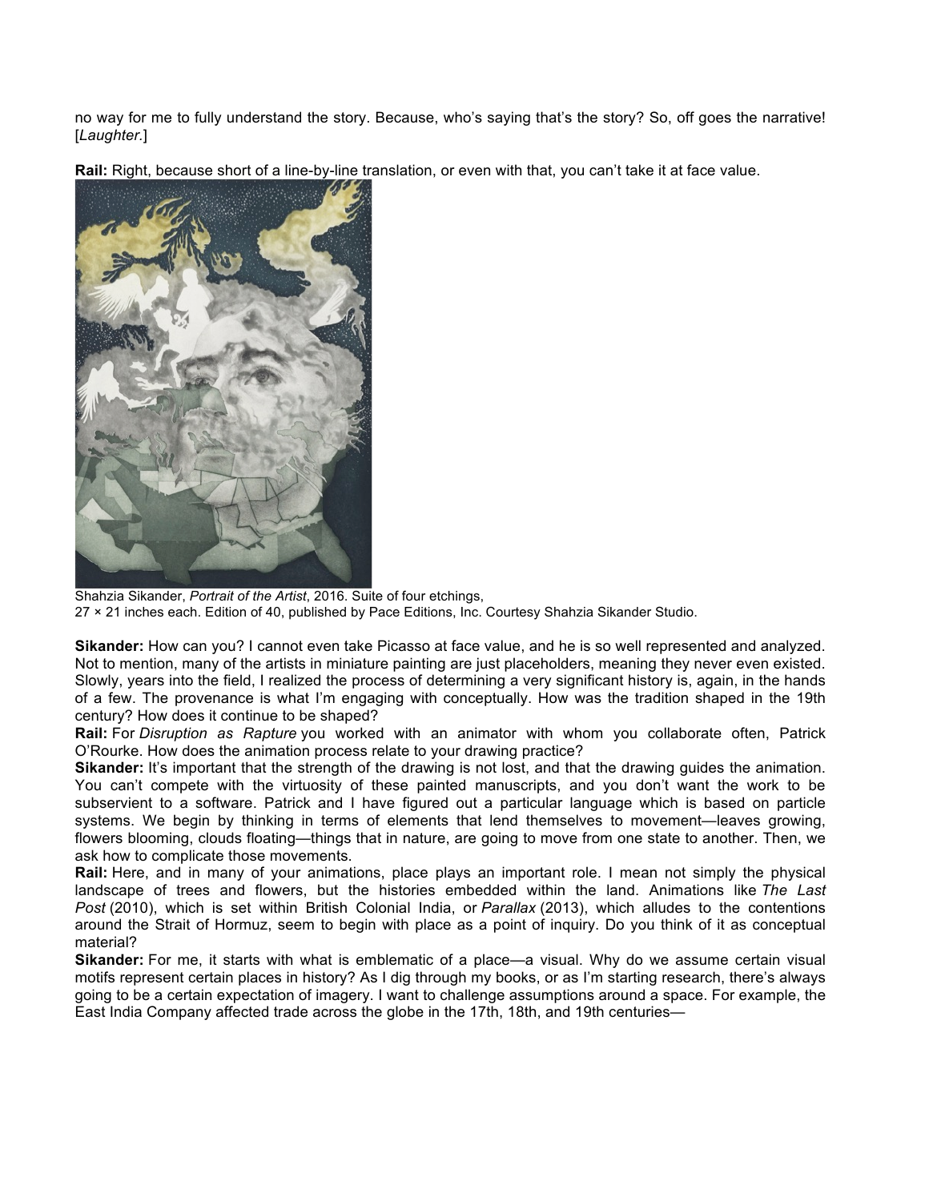no way for me to fully understand the story. Because, who's saying that's the story? So, off goes the narrative! [*Laughter.*]

**Rail:** Right, because short of a line-by-line translation, or even with that, you can't take it at face value.

Shahzia Sikander, *Portrait of the Artist*, 2016. Suite of four etchings, 27 × 21 inches each. Edition of 40, published by Pace Editions, Inc. Courtesy Shahzia Sikander Studio.

**Sikander:** How can you? I cannot even take Picasso at face value, and he is so well represented and analyzed. Not to mention, many of the artists in miniature painting are just placeholders, meaning they never even existed. Slowly, years into the field, I realized the process of determining a very significant history is, again, in the hands of a few. The provenance is what I'm engaging with conceptually. How was the tradition shaped in the 19th century? How does it continue to be shaped?

**Rail:** For *Disruption as Rapture* you worked with an animator with whom you collaborate often, Patrick O'Rourke. How does the animation process relate to your drawing practice?

**Sikander:** It's important that the strength of the drawing is not lost, and that the drawing guides the animation. You can't compete with the virtuosity of these painted manuscripts, and you don't want the work to be subservient to a software. Patrick and I have figured out a particular language which is based on particle systems. We begin by thinking in terms of elements that lend themselves to movement—leaves growing, flowers blooming, clouds floating—things that in nature, are going to move from one state to another. Then, we ask how to complicate those movements.

**Rail:** Here, and in many of your animations, place plays an important role. I mean not simply the physical landscape of trees and flowers, but the histories embedded within the land. Animations like *The Last Post* (2010), which is set within British Colonial India, or *Parallax* (2013), which alludes to the contentions around the Strait of Hormuz, seem to begin with place as a point of inquiry. Do you think of it as conceptual material?

**Sikander:** For me, it starts with what is emblematic of a place—a visual. Why do we assume certain visual motifs represent certain places in history? As I dig through my books, or as I'm starting research, there's always going to be a certain expectation of imagery. I want to challenge assumptions around a space. For example, the East India Company affected trade across the globe in the 17th, 18th, and 19th centuries—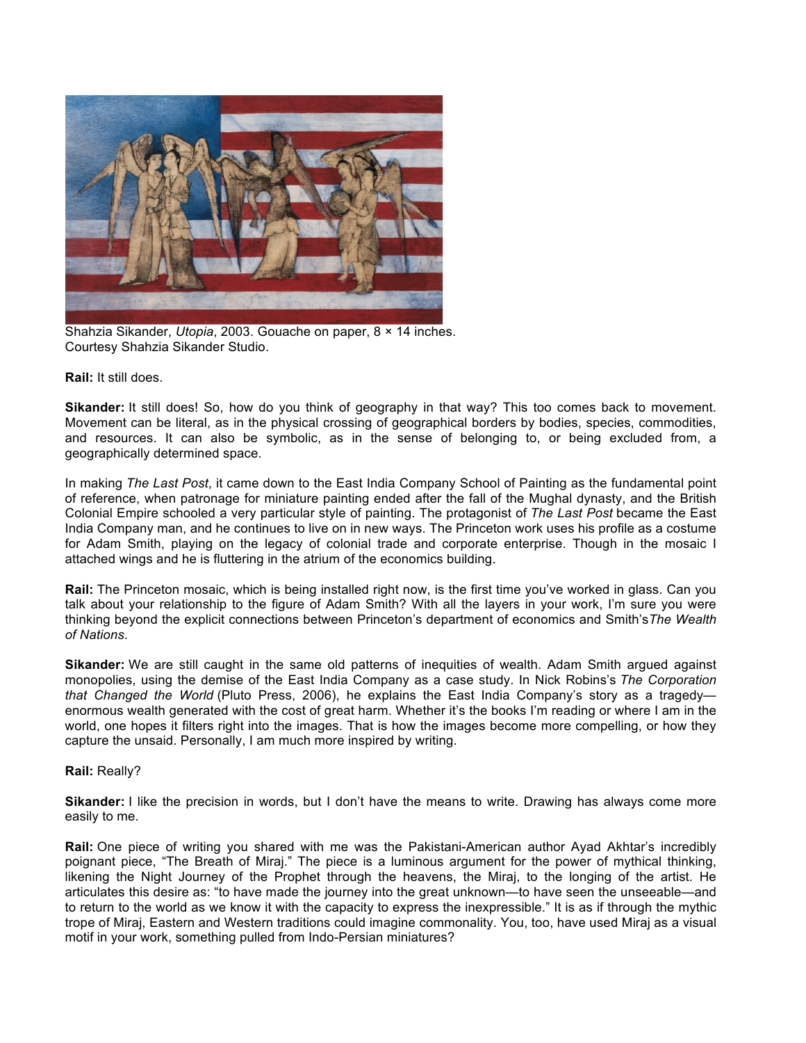Shahzia Sikander, *Utopia*, 2003. Gouache on paper, 8 × 14 inches.
Courtesy Shahzia Sikander Studio.

**Rail:** It still does.

**Sikander:** It still does! So, how do you think of geography in that way? This too comes back to movement. Movement can be literal, as in the physical crossing of geographical borders by bodies, species, commodities, and resources. It can also be symbolic, as in the sense of belonging to, or being excluded from, a geographically determined space.

In making *The Last Post*, it came down to the East India Company School of Painting as the fundamental point of reference, when patronage for miniature painting ended after the fall of the Mughal dynasty, and the British Colonial Empire schooled a very particular style of painting. The protagonist of *The Last Post* became the East India Company man, and he continues to live on in new ways. The Princeton work uses his profile as a costume for Adam Smith, playing on the legacy of colonial trade and corporate enterprise. Though in the mosaic I attached wings and he is fluttering in the atrium of the economics building.

**Rail:** The Princeton mosaic, which is being installed right now, is the first time you've worked in glass. Can you talk about your relationship to the figure of Adam Smith? With all the layers in your work, I'm sure you were thinking beyond the explicit connections between Princeton's department of economics and Smith's *The Wealth of Nations*.

**Sikander:** We are still caught in the same old patterns of inequities of wealth. Adam Smith argued against monopolies, using the demise of the East India Company as a case study. In Nick Robins's *The Corporation that Changed the World* (Pluto Press, 2006), he explains the East India Company's story as a tragedy—enormous wealth generated with the cost of great harm. Whether it's the books I'm reading or where I am in the world, one hopes it filters right into the images. That is how the images become more compelling, or how they capture the unsaid. Personally, I am much more inspired by writing.

**Rail:** Really?

**Sikander:** I like the precision in words, but I don't have the means to write. Drawing has always come more easily to me.

**Rail:** One piece of writing you shared with me was the Pakistani-American author Ayad Akhtar's incredibly poignant piece, "The Breath of Miraj." The piece is a luminous argument for the power of mythical thinking, likening the Night Journey of the Prophet through the heavens, the Miraj, to the longing of the artist. He articulates this desire as: "to have made the journey into the great unknown—to have seen the unseeable—and to return to the world as we know it with the capacity to express the inexpressible." It is as if through the mythic trope of Miraj, Eastern and Western traditions could imagine commonality. You, too, have used Miraj as a visual motif in your work, something pulled from Indo-Persian miniatures?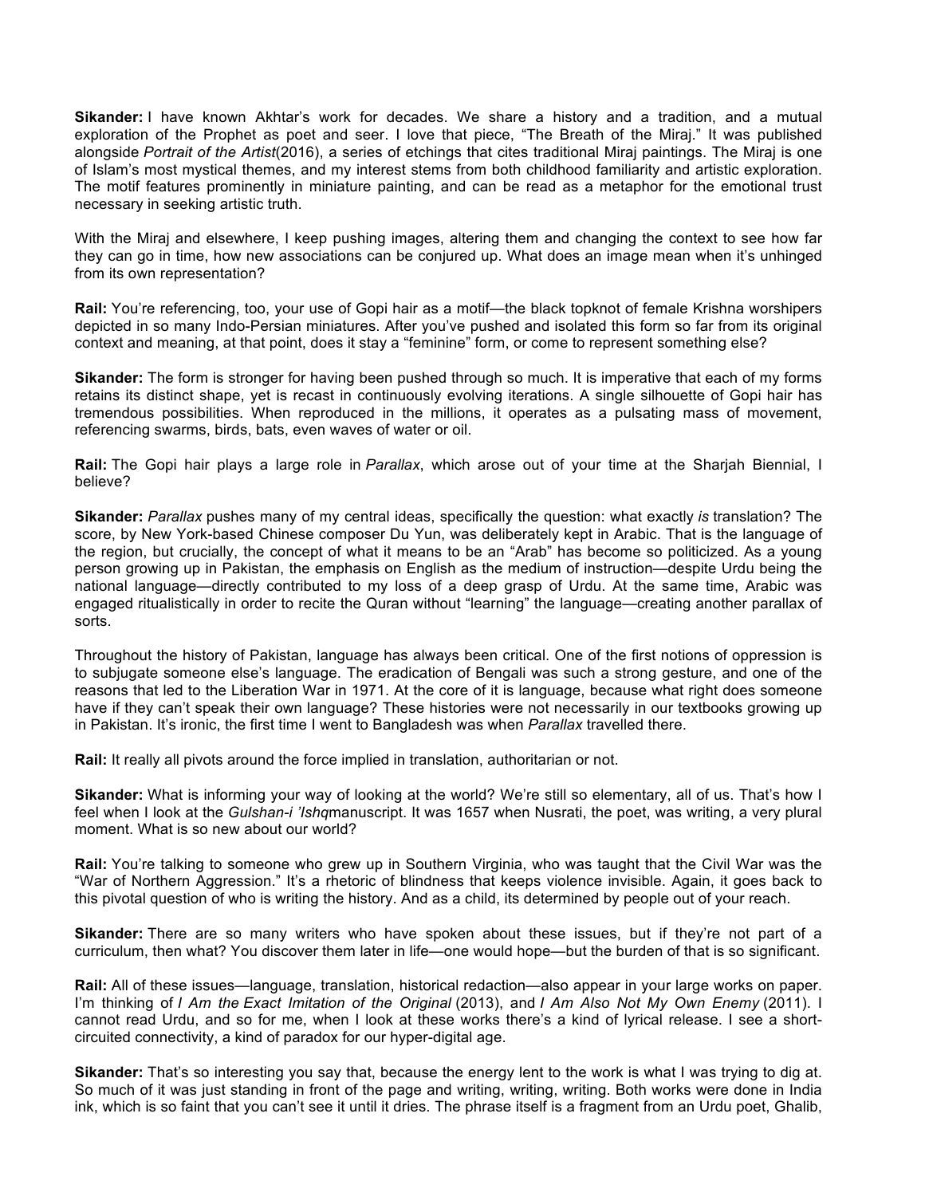**Sikander:** I have known Akhtar's work for decades. We share a history and a tradition, and a mutual exploration of the Prophet as poet and seer. I love that piece, "The Breath of the Miraj." It was published alongside *Portrait of the Artist*(2016), a series of etchings that cites traditional Miraj paintings. The Miraj is one of Islam's most mystical themes, and my interest stems from both childhood familiarity and artistic exploration. The motif features prominently in miniature painting, and can be read as a metaphor for the emotional trust necessary in seeking artistic truth.

With the Miraj and elsewhere, I keep pushing images, altering them and changing the context to see how far they can go in time, how new associations can be conjured up. What does an image mean when it's unhinged from its own representation?

**Rail:** You're referencing, too, your use of Gopi hair as a motif—the black topknot of female Krishna worshipers depicted in so many Indo-Persian miniatures. After you've pushed and isolated this form so far from its original context and meaning, at that point, does it stay a "feminine" form, or come to represent something else?

**Sikander:** The form is stronger for having been pushed through so much. It is imperative that each of my forms retains its distinct shape, yet is recast in continuously evolving iterations. A single silhouette of Gopi hair has tremendous possibilities. When reproduced in the millions, it operates as a pulsating mass of movement, referencing swarms, birds, bats, even waves of water or oil.

**Rail:** The Gopi hair plays a large role in *Parallax*, which arose out of your time at the Sharjah Biennial, I believe?

**Sikander:** *Parallax* pushes many of my central ideas, specifically the question: what exactly *is* translation? The score, by New York-based Chinese composer Du Yun, was deliberately kept in Arabic. That is the language of the region, but crucially, the concept of what it means to be an "Arab" has become so politicized. As a young person growing up in Pakistan, the emphasis on English as the medium of instruction—despite Urdu being the national language—directly contributed to my loss of a deep grasp of Urdu. At the same time, Arabic was engaged ritualistically in order to recite the Quran without "learning" the language—creating another parallax of sorts.

Throughout the history of Pakistan, language has always been critical. One of the first notions of oppression is to subjugate someone else's language. The eradication of Bengali was such a strong gesture, and one of the reasons that led to the Liberation War in 1971. At the core of it is language, because what right does someone have if they can't speak their own language? These histories were not necessarily in our textbooks growing up in Pakistan. It's ironic, the first time I went to Bangladesh was when *Parallax* travelled there.

**Rail:** It really all pivots around the force implied in translation, authoritarian or not.

**Sikander:** What is informing your way of looking at the world? We're still so elementary, all of us. That's how I feel when I look at the *Gulshan-i 'Ishq*manuscript. It was 1657 when Nusrati, the poet, was writing, a very plural moment. What is so new about our world?

**Rail:** You're talking to someone who grew up in Southern Virginia, who was taught that the Civil War was the "War of Northern Aggression." It's a rhetoric of blindness that keeps violence invisible. Again, it goes back to this pivotal question of who is writing the history. And as a child, its determined by people out of your reach.

**Sikander:** There are so many writers who have spoken about these issues, but if they're not part of a curriculum, then what? You discover them later in life—one would hope—but the burden of that is so significant.

**Rail:** All of these issues—language, translation, historical redaction—also appear in your large works on paper. I'm thinking of *I Am the Exact Imitation of the Original* (2013), and *I Am Also Not My Own Enemy* (2011). I cannot read Urdu, and so for me, when I look at these works there's a kind of lyrical release. I see a short-circuited connectivity, a kind of paradox for our hyper-digital age.

**Sikander:** That's so interesting you say that, because the energy lent to the work is what I was trying to dig at. So much of it was just standing in front of the page and writing, writing, writing. Both works were done in India ink, which is so faint that you can't see it until it dries. The phrase itself is a fragment from an Urdu poet, Ghalib,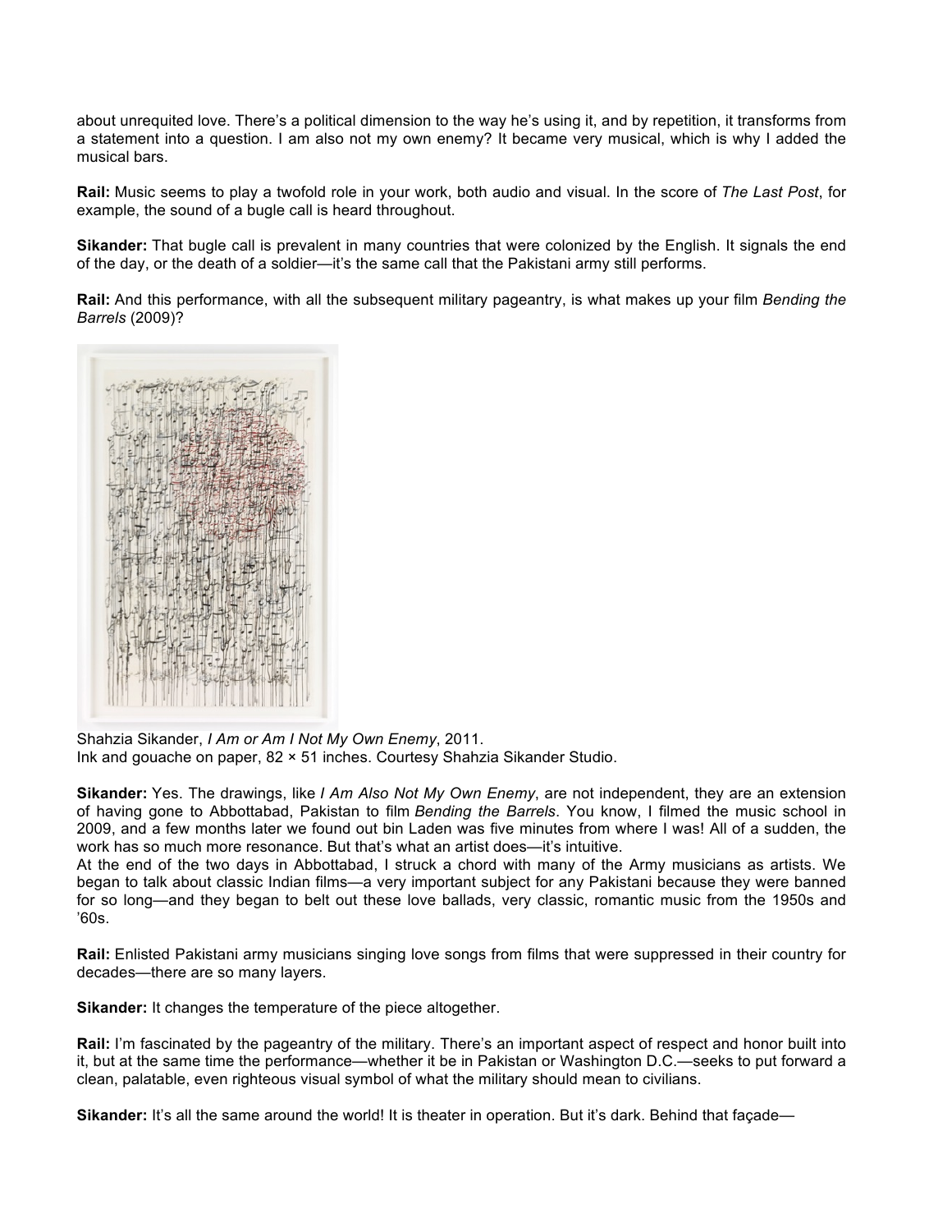about unrequited love. There's a political dimension to the way he's using it, and by repetition, it transforms from a statement into a question. I am also not my own enemy? It became very musical, which is why I added the musical bars.

**Rail:** Music seems to play a twofold role in your work, both audio and visual. In the score of *The Last Post*, for example, the sound of a bugle call is heard throughout.

**Sikander:** That bugle call is prevalent in many countries that were colonized by the English. It signals the end of the day, or the death of a soldier—it's the same call that the Pakistani army still performs.

**Rail:** And this performance, with all the subsequent military pageantry, is what makes up your film *Bending the Barrels* (2009)?

Shahzia Sikander, *I Am or Am I Not My Own Enemy*, 2011.
Ink and gouache on paper, 82 × 51 inches. Courtesy Shahzia Sikander Studio.

**Sikander:** Yes. The drawings, like *I Am Also Not My Own Enemy*, are not independent, they are an extension of having gone to Abbottabad, Pakistan to film *Bending the Barrels*. You know, I filmed the music school in 2009, and a few months later we found out bin Laden was five minutes from where I was! All of a sudden, the work has so much more resonance. But that's what an artist does—it's intuitive.

At the end of the two days in Abbottabad, I struck a chord with many of the Army musicians as artists. We began to talk about classic Indian films—a very important subject for any Pakistani because they were banned for so long—and they began to belt out these love ballads, very classic, romantic music from the 1950s and '60s.

**Rail:** Enlisted Pakistani army musicians singing love songs from films that were suppressed in their country for decades—there are so many layers.

**Sikander:** It changes the temperature of the piece altogether.

**Rail:** I'm fascinated by the pageantry of the military. There's an important aspect of respect and honor built into it, but at the same time the performance—whether it be in Pakistan or Washington D.C.—seeks to put forward a clean, palatable, even righteous visual symbol of what the military should mean to civilians.

**Sikander:** It's all the same around the world! It is theater in operation. But it's dark. Behind that façade—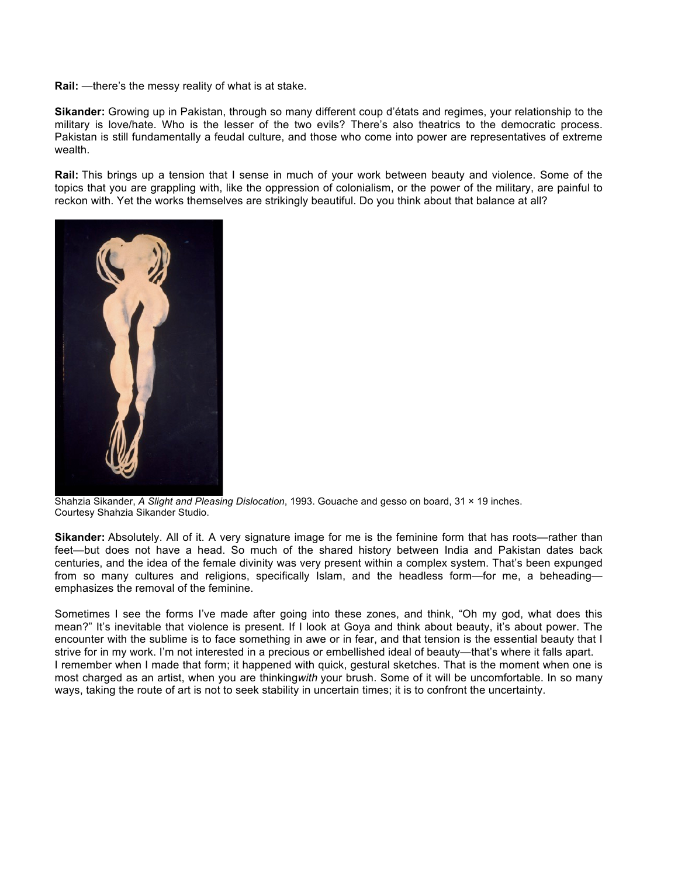**Rail:** —there's the messy reality of what is at stake.

**Sikander:** Growing up in Pakistan, through so many different coup d'états and regimes, your relationship to the military is love/hate. Who is the lesser of the two evils? There's also theatrics to the democratic process. Pakistan is still fundamentally a feudal culture, and those who come into power are representatives of extreme wealth.

**Rail:** This brings up a tension that I sense in much of your work between beauty and violence. Some of the topics that you are grappling with, like the oppression of colonialism, or the power of the military, are painful to reckon with. Yet the works themselves are strikingly beautiful. Do you think about that balance at all?

Shahzia Sikander, *A Slight and Pleasing Dislocation*, 1993. Gouache and gesso on board, 31 × 19 inches. Courtesy Shahzia Sikander Studio.

**Sikander:** Absolutely. All of it. A very signature image for me is the feminine form that has roots—rather than feet—but does not have a head. So much of the shared history between India and Pakistan dates back centuries, and the idea of the female divinity was very present within a complex system. That's been expunged from so many cultures and religions, specifically Islam, and the headless form—for me, a beheading—emphasizes the removal of the feminine.

Sometimes I see the forms I've made after going into these zones, and think, "Oh my god, what does this mean?" It's inevitable that violence is present. If I look at Goya and think about beauty, it's about power. The encounter with the sublime is to face something in awe or in fear, and that tension is the essential beauty that I strive for in my work. I'm not interested in a precious or embellished ideal of beauty—that's where it falls apart.
I remember when I made that form; it happened with quick, gestural sketches. That is the moment when one is most charged as an artist, when you are thinking *with* your brush. Some of it will be uncomfortable. In so many ways, taking the route of art is not to seek stability in uncertain times; it is to confront the uncertainty.